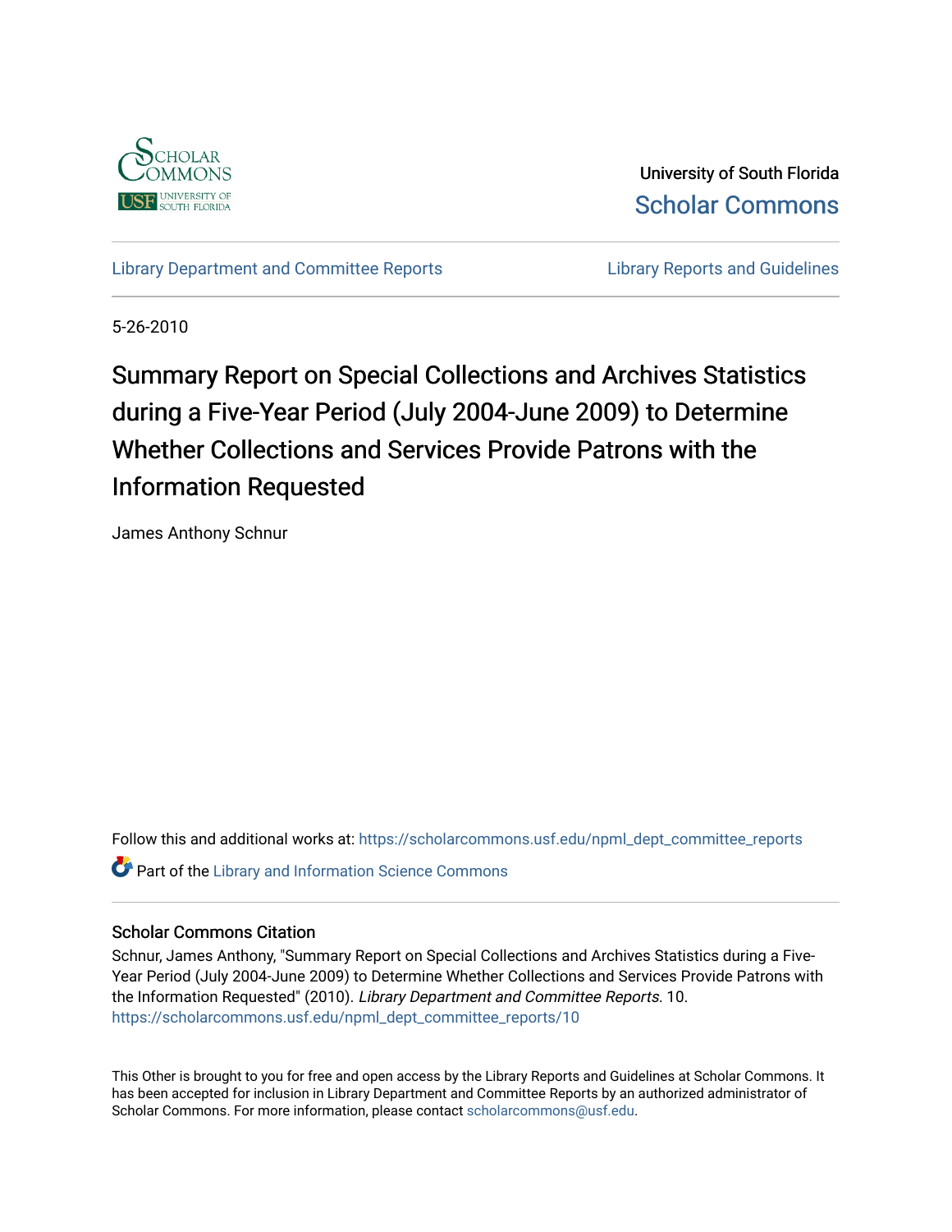University of South Florida

Scholar Commons

Library Department and Committee Reports

Library Reports and Guidelines

5-26-2010

# Summary Report on Special Collections and Archives Statistics during a Five-Year Period (July 2004-June 2009) to Determine Whether Collections and Services Provide Patrons with the Information Requested

James Anthony Schnur

Follow this and additional works at: https://scholarcommons.usf.edu/npml_dept_committee_reports

Part of the Library and Information Science Commons

### Scholar Commons Citation

Schnur, James Anthony, "Summary Report on Special Collections and Archives Statistics during a Five-Year Period (July 2004-June 2009) to Determine Whether Collections and Services Provide Patrons with the Information Requested" (2010). *Library Department and Committee Reports*. 10.
https://scholarcommons.usf.edu/npml_dept_committee_reports/10

This Other is brought to you for free and open access by the Library Reports and Guidelines at Scholar Commons. It has been accepted for inclusion in Library Department and Committee Reports by an authorized administrator of Scholar Commons. For more information, please contact scholarcommons@usf.edu.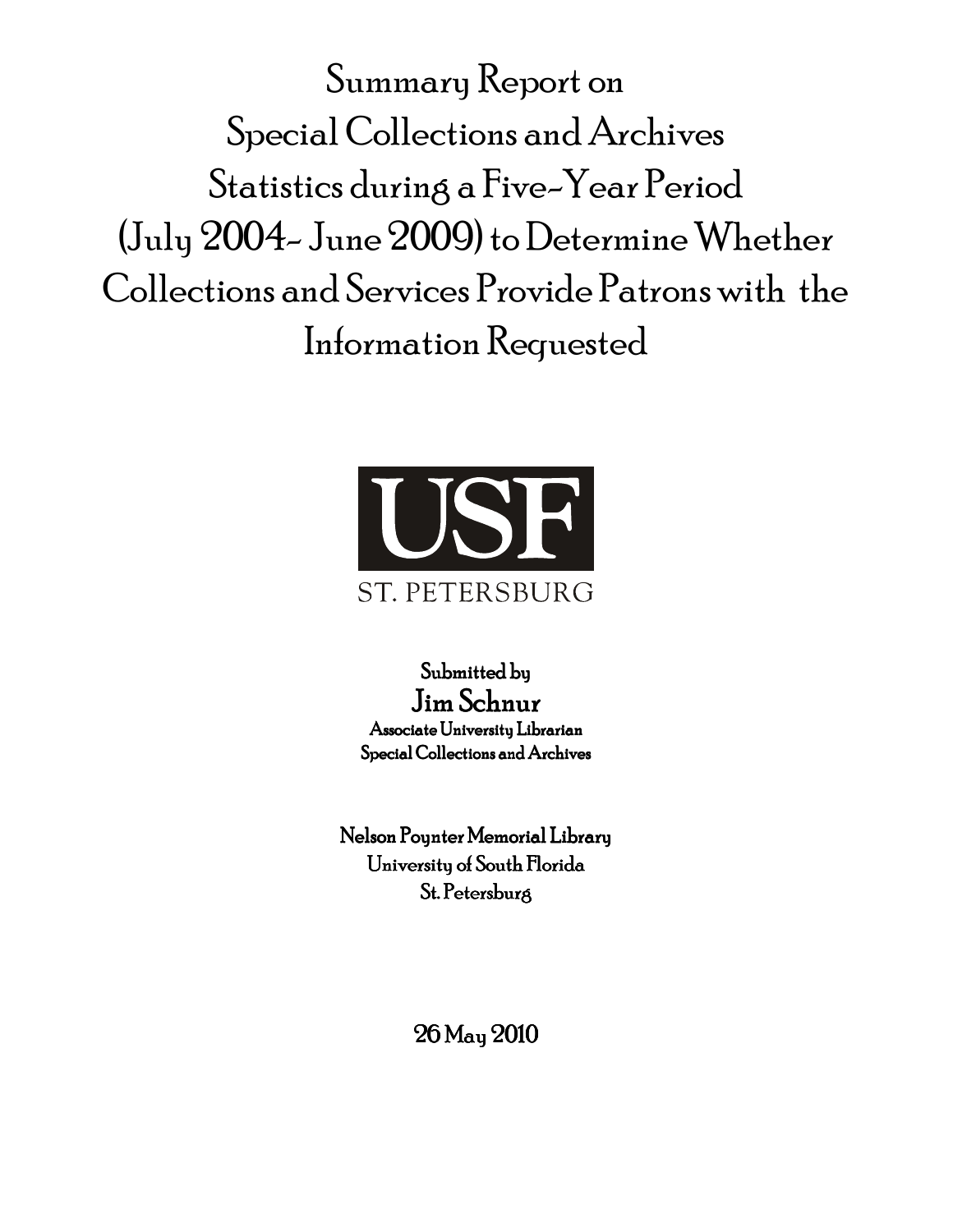# Summary Report on Special Collections and Archives Statistics during a Five-Year Period (July 2004- June 2009) to Determine Whether Collections and Services Provide Patrons with the Information Requested

USF

ST. PETERSBURG

Submitted by

**Jim Schnur**

Associate University Librarian

Special Collections and Archives

Nelson Poynter Memorial Library

University of South Florida

St. Petersburg

26 May 2010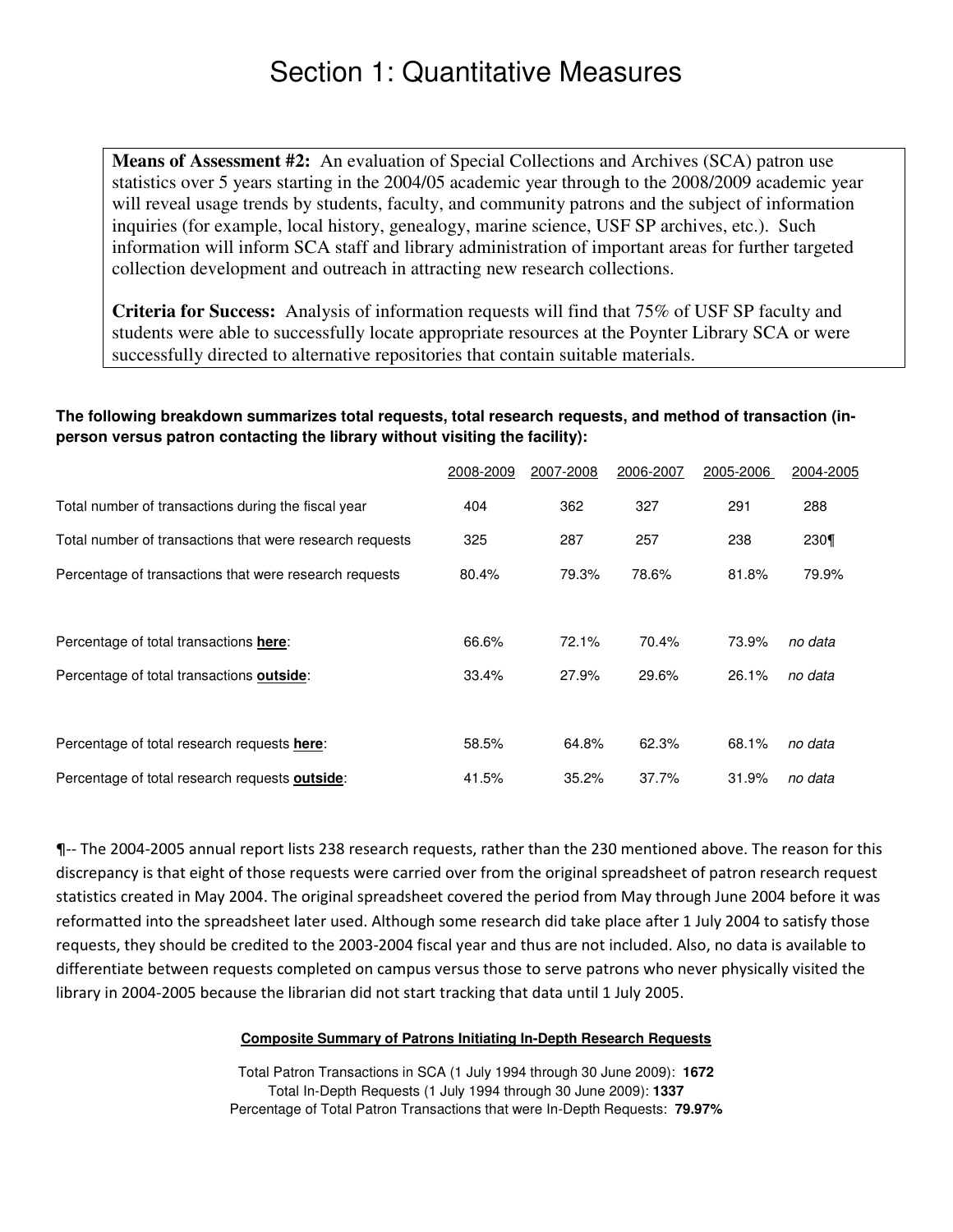# Section 1: Quantitative Measures

**Means of Assessment #2:** An evaluation of Special Collections and Archives (SCA) patron use statistics over 5 years starting in the 2004/05 academic year through to the 2008/2009 academic year will reveal usage trends by students, faculty, and community patrons and the subject of information inquiries (for example, local history, genealogy, marine science, USF SP archives, etc.). Such information will inform SCA staff and library administration of important areas for further targeted collection development and outreach in attracting new research collections.

**Criteria for Success:** Analysis of information requests will find that 75% of USF SP faculty and students were able to successfully locate appropriate resources at the Poynter Library SCA or were successfully directed to alternative repositories that contain suitable materials.

**The following breakdown summarizes total requests, total research requests, and method of transaction (in-person versus patron contacting the library without visiting the facility):**

| | 2008-2009 | 2007-2008 | 2006-2007 | 2005-2006 | 2004-2005 |
|---|---|---|---|---|---|
| Total number of transactions during the fiscal year | 404 | 362 | 327 | 291 | 288 |
| Total number of transactions that were research requests | 325 | 287 | 257 | 238 | 230¶ |
| Percentage of transactions that were research requests | 80.4% | 79.3% | 78.6% | 81.8% | 79.9% |
| Percentage of total transactions **here**: | 66.6% | 72.1% | 70.4% | 73.9% | *no data* |
| Percentage of total transactions **outside**: | 33.4% | 27.9% | 29.6% | 26.1% | *no data* |
| Percentage of total research requests **here**: | 58.5% | 64.8% | 62.3% | 68.1% | *no data* |
| Percentage of total research requests **outside**: | 41.5% | 35.2% | 37.7% | 31.9% | *no data* |

¶-- The 2004-2005 annual report lists 238 research requests, rather than the 230 mentioned above. The reason for this discrepancy is that eight of those requests were carried over from the original spreadsheet of patron research request statistics created in May 2004. The original spreadsheet covered the period from May through June 2004 before it was reformatted into the spreadsheet later used. Although some research did take place after 1 July 2004 to satisfy those requests, they should be credited to the 2003-2004 fiscal year and thus are not included. Also, no data is available to differentiate between requests completed on campus versus those to serve patrons who never physically visited the library in 2004-2005 because the librarian did not start tracking that data until 1 July 2005.

**Composite Summary of Patrons Initiating In-Depth Research Requests**

Total Patron Transactions in SCA (1 July 1994 through 30 June 2009): **1672**
Total In-Depth Requests (1 July 1994 through 30 June 2009): **1337**
Percentage of Total Patron Transactions that were In-Depth Requests: **79.97%**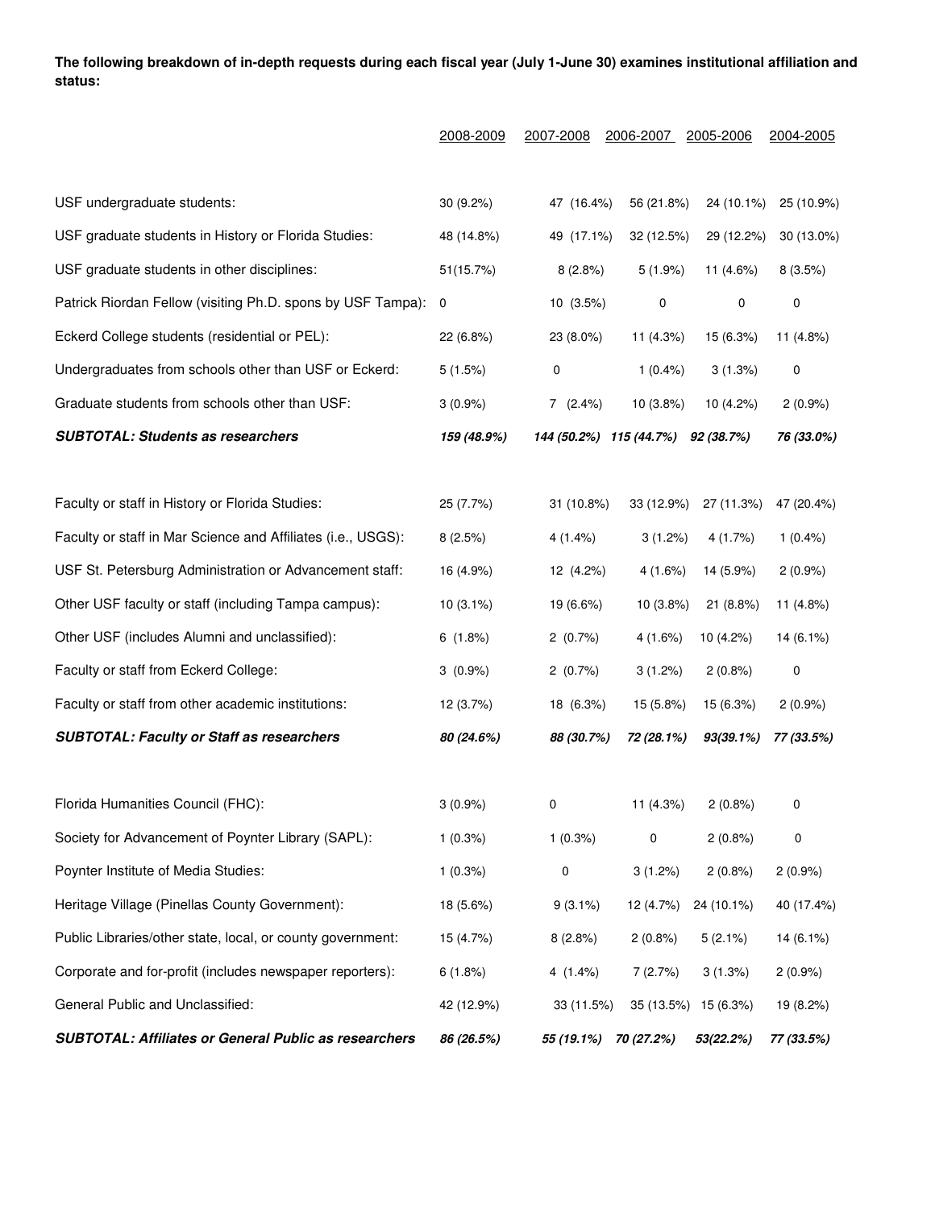**The following breakdown of in-depth requests during each fiscal year (July 1-June 30) examines institutional affiliation and status:**

| | 2008-2009 | 2007-2008 | 2006-2007 | 2005-2006 | 2004-2005 |
|---|---|---|---|---|---|
| USF undergraduate students: | 30 (9.2%) | 47 (16.4%) | 56 (21.8%) | 24 (10.1%) | 25 (10.9%) |
| USF graduate students in History or Florida Studies: | 48 (14.8%) | 49 (17.1%) | 32 (12.5%) | 29 (12.2%) | 30 (13.0%) |
| USF graduate students in other disciplines: | 51(15.7%) | 8 (2.8%) | 5 (1.9%) | 11 (4.6%) | 8 (3.5%) |
| Patrick Riordan Fellow (visiting Ph.D. spons by USF Tampa): | 0 | 10 (3.5%) | 0 | 0 | 0 |
| Eckerd College students (residential or PEL): | 22 (6.8%) | 23 (8.0%) | 11 (4.3%) | 15 (6.3%) | 11 (4.8%) |
| Undergraduates from schools other than USF or Eckerd: | 5 (1.5%) | 0 | 1 (0.4%) | 3 (1.3%) | 0 |
| Graduate students from schools other than USF: | 3 (0.9%) | 7 (2.4%) | 10 (3.8%) | 10 (4.2%) | 2 (0.9%) |
| ***SUBTOTAL: Students as researchers*** | ***159 (48.9%)*** | ***144 (50.2%)*** | ***115 (44.7%)*** | ***92 (38.7%)*** | ***76 (33.0%)*** |
| | | | | | |
| Faculty or staff in History or Florida Studies: | 25 (7.7%) | 31 (10.8%) | 33 (12.9%) | 27 (11.3%) | 47 (20.4%) |
| Faculty or staff in Mar Science and Affiliates (i.e., USGS): | 8 (2.5%) | 4 (1.4%) | 3 (1.2%) | 4 (1.7%) | 1 (0.4%) |
| USF St. Petersburg Administration or Advancement staff: | 16 (4.9%) | 12 (4.2%) | 4 (1.6%) | 14 (5.9%) | 2 (0.9%) |
| Other USF faculty or staff (including Tampa campus): | 10 (3.1%) | 19 (6.6%) | 10 (3.8%) | 21 (8.8%) | 11 (4.8%) |
| Other USF (includes Alumni and unclassified): | 6 (1.8%) | 2 (0.7%) | 4 (1.6%) | 10 (4.2%) | 14 (6.1%) |
| Faculty or staff from Eckerd College: | 3 (0.9%) | 2 (0.7%) | 3 (1.2%) | 2 (0.8%) | 0 |
| Faculty or staff from other academic institutions: | 12 (3.7%) | 18 (6.3%) | 15 (5.8%) | 15 (6.3%) | 2 (0.9%) |
| ***SUBTOTAL: Faculty or Staff as researchers*** | ***80 (24.6%)*** | ***88 (30.7%)*** | ***72 (28.1%)*** | ***93(39.1%)*** | ***77 (33.5%)*** |
| | | | | | |
| Florida Humanities Council (FHC): | 3 (0.9%) | 0 | 11 (4.3%) | 2 (0.8%) | 0 |
| Society for Advancement of Poynter Library (SAPL): | 1 (0.3%) | 1 (0.3%) | 0 | 2 (0.8%) | 0 |
| Poynter Institute of Media Studies: | 1 (0.3%) | 0 | 3 (1.2%) | 2 (0.8%) | 2 (0.9%) |
| Heritage Village (Pinellas County Government): | 18 (5.6%) | 9 (3.1%) | 12 (4.7%) | 24 (10.1%) | 40 (17.4%) |
| Public Libraries/other state, local, or county government: | 15 (4.7%) | 8 (2.8%) | 2 (0.8%) | 5 (2.1%) | 14 (6.1%) |
| Corporate and for-profit (includes newspaper reporters): | 6 (1.8%) | 4 (1.4%) | 7 (2.7%) | 3 (1.3%) | 2 (0.9%) |
| General Public and Unclassified: | 42 (12.9%) | 33 (11.5%) | 35 (13.5%) | 15 (6.3%) | 19 (8.2%) |
| ***SUBTOTAL: Affiliates or General Public as researchers*** | ***86 (26.5%)*** | ***55 (19.1%)*** | ***70 (27.2%)*** | ***53(22.2%)*** | ***77 (33.5%)*** |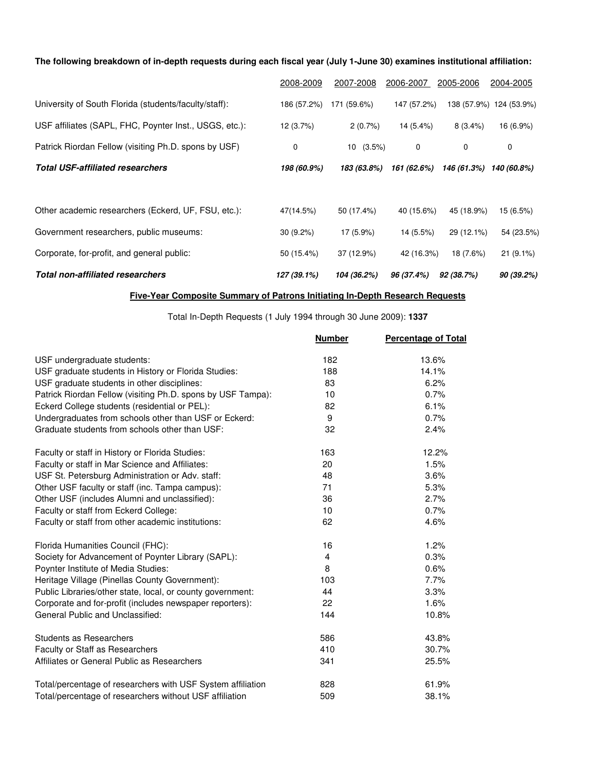**The following breakdown of in-depth requests during each fiscal year (July 1-June 30) examines institutional affiliation:**

| | 2008-2009 | 2007-2008 | 2006-2007 | 2005-2006 | 2004-2005 |
|---|---|---|---|---|---|
| University of South Florida (students/faculty/staff): | 186 (57.2%) | 171 (59.6%) | 147 (57.2%) | 138 (57.9%) | 124 (53.9%) |
| USF affiliates (SAPL, FHC, Poynter Inst., USGS, etc.): | 12 (3.7%) | 2 (0.7%) | 14 (5.4%) | 8 (3.4%) | 16 (6.9%) |
| Patrick Riordan Fellow (visiting Ph.D. spons by USF) | 0 | 10 (3.5%) | 0 | 0 | 0 |
| ***Total USF-affiliated researchers*** | ***198 (60.9%)*** | ***183 (63.8%)*** | ***161 (62.6%)*** | ***146 (61.3%)*** | ***140 (60.8%)*** |
| Other academic researchers (Eckerd, UF, FSU, etc.): | 47(14.5%) | 50 (17.4%) | 40 (15.6%) | 45 (18.9%) | 15 (6.5%) |
| Government researchers, public museums: | 30 (9.2%) | 17 (5.9%) | 14 (5.5%) | 29 (12.1%) | 54 (23.5%) |
| Corporate, for-profit, and general public: | 50 (15.4%) | 37 (12.9%) | 42 (16.3%) | 18 (7.6%) | 21 (9.1%) |
| ***Total non-affiliated researchers*** | ***127 (39.1%)*** | ***104 (36.2%)*** | ***96 (37.4%)*** | ***92 (38.7%)*** | ***90 (39.2%)*** |

**Five-Year Composite Summary of Patrons Initiating In-Depth Research Requests**

Total In-Depth Requests (1 July 1994 through 30 June 2009): **1337**

| | Number | Percentage of Total |
|---|---|---|
| USF undergraduate students: | 182 | 13.6% |
| USF graduate students in History or Florida Studies: | 188 | 14.1% |
| USF graduate students in other disciplines: | 83 | 6.2% |
| Patrick Riordan Fellow (visiting Ph.D. spons by USF Tampa): | 10 | 0.7% |
| Eckerd College students (residential or PEL): | 82 | 6.1% |
| Undergraduates from schools other than USF or Eckerd: | 9 | 0.7% |
| Graduate students from schools other than USF: | 32 | 2.4% |
| Faculty or staff in History or Florida Studies: | 163 | 12.2% |
| Faculty or staff in Mar Science and Affiliates: | 20 | 1.5% |
| USF St. Petersburg Administration or Adv. staff: | 48 | 3.6% |
| Other USF faculty or staff (inc. Tampa campus): | 71 | 5.3% |
| Other USF (includes Alumni and unclassified): | 36 | 2.7% |
| Faculty or staff from Eckerd College: | 10 | 0.7% |
| Faculty or staff from other academic institutions: | 62 | 4.6% |
| Florida Humanities Council (FHC): | 16 | 1.2% |
| Society for Advancement of Poynter Library (SAPL): | 4 | 0.3% |
| Poynter Institute of Media Studies: | 8 | 0.6% |
| Heritage Village (Pinellas County Government): | 103 | 7.7% |
| Public Libraries/other state, local, or county government: | 44 | 3.3% |
| Corporate and for-profit (includes newspaper reporters): | 22 | 1.6% |
| General Public and Unclassified: | 144 | 10.8% |
| Students as Researchers | 586 | 43.8% |
| Faculty or Staff as Researchers | 410 | 30.7% |
| Affiliates or General Public as Researchers | 341 | 25.5% |
| Total/percentage of researchers with USF System affiliation | 828 | 61.9% |
| Total/percentage of researchers without USF affiliation | 509 | 38.1% |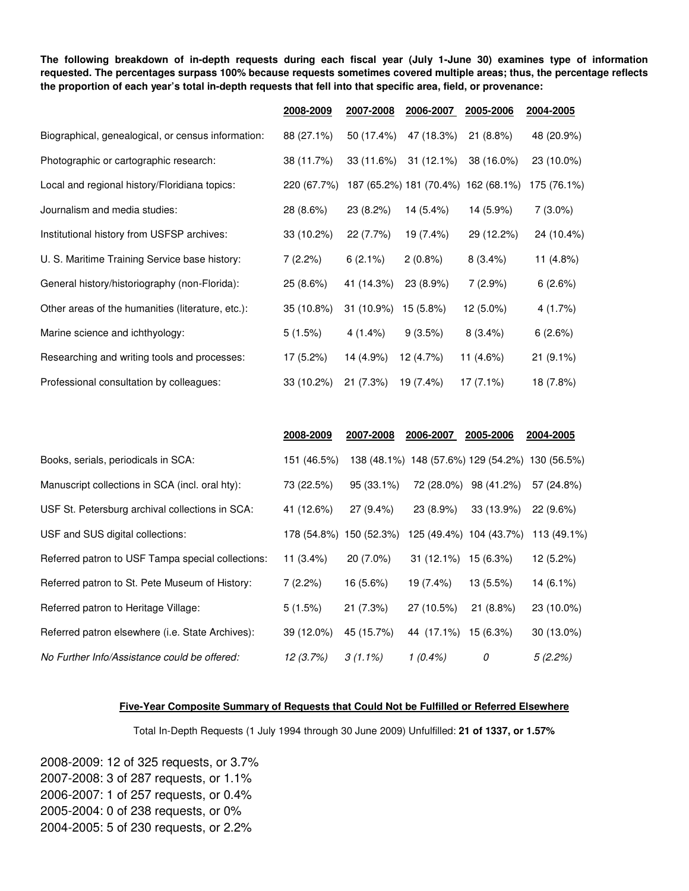**The following breakdown of in-depth requests during each fiscal year (July 1-June 30) examines type of information requested. The percentages surpass 100% because requests sometimes covered multiple areas; thus, the percentage reflects the proportion of each year's total in-depth requests that fell into that specific area, field, or provenance:**

| | 2008-2009 | 2007-2008 | 2006-2007 | 2005-2006 | 2004-2005 |
|---|---|---|---|---|---|
| Biographical, genealogical, or census information: | 88 (27.1%) | 50 (17.4%) | 47 (18.3%) | 21 (8.8%) | 48 (20.9%) |
| Photographic or cartographic research: | 38 (11.7%) | 33 (11.6%) | 31 (12.1%) | 38 (16.0%) | 23 (10.0%) |
| Local and regional history/Floridiana topics: | 220 (67.7%) | 187 (65.2%) | 181 (70.4%) | 162 (68.1%) | 175 (76.1%) |
| Journalism and media studies: | 28 (8.6%) | 23 (8.2%) | 14 (5.4%) | 14 (5.9%) | 7 (3.0%) |
| Institutional history from USFSP archives: | 33 (10.2%) | 22 (7.7%) | 19 (7.4%) | 29 (12.2%) | 24 (10.4%) |
| U. S. Maritime Training Service base history: | 7 (2.2%) | 6 (2.1%) | 2 (0.8%) | 8 (3.4%) | 11 (4.8%) |
| General history/historiography (non-Florida): | 25 (8.6%) | 41 (14.3%) | 23 (8.9%) | 7 (2.9%) | 6 (2.6%) |
| Other areas of the humanities (literature, etc.): | 35 (10.8%) | 31 (10.9%) | 15 (5.8%) | 12 (5.0%) | 4 (1.7%) |
| Marine science and ichthyology: | 5 (1.5%) | 4 (1.4%) | 9 (3.5%) | 8 (3.4%) | 6 (2.6%) |
| Researching and writing tools and processes: | 17 (5.2%) | 14 (4.9%) | 12 (4.7%) | 11 (4.6%) | 21 (9.1%) |
| Professional consultation by colleagues: | 33 (10.2%) | 21 (7.3%) | 19 (7.4%) | 17 (7.1%) | 18 (7.8%) |

| | 2008-2009 | 2007-2008 | 2006-2007 | 2005-2006 | 2004-2005 |
|---|---|---|---|---|---|
| Books, serials, periodicals in SCA: | 151 (46.5%) | 138 (48.1%) | 148 (57.6%) | 129 (54.2%) | 130 (56.5%) |
| Manuscript collections in SCA (incl. oral hty): | 73 (22.5%) | 95 (33.1%) | 72 (28.0%) | 98 (41.2%) | 57 (24.8%) |
| USF St. Petersburg archival collections in SCA: | 41 (12.6%) | 27 (9.4%) | 23 (8.9%) | 33 (13.9%) | 22 (9.6%) |
| USF and SUS digital collections: | 178 (54.8%) | 150 (52.3%) | 125 (49.4%) | 104 (43.7%) | 113 (49.1%) |
| Referred patron to USF Tampa special collections: | 11 (3.4%) | 20 (7.0%) | 31 (12.1%) | 15 (6.3%) | 12 (5.2%) |
| Referred patron to St. Pete Museum of History: | 7 (2.2%) | 16 (5.6%) | 19 (7.4%) | 13 (5.5%) | 14 (6.1%) |
| Referred patron to Heritage Village: | 5 (1.5%) | 21 (7.3%) | 27 (10.5%) | 21 (8.8%) | 23 (10.0%) |
| Referred patron elsewhere (i.e. State Archives): | 39 (12.0%) | 45 (15.7%) | 44 (17.1%) | 15 (6.3%) | 30 (13.0%) |
| *No Further Info/Assistance could be offered:* | *12 (3.7%)* | *3 (1.1%)* | *1 (0.4%)* | *0* | *5 (2.2%)* |

**Five-Year Composite Summary of Requests that Could Not be Fulfilled or Referred Elsewhere**

Total In-Depth Requests (1 July 1994 through 30 June 2009) Unfulfilled: **21 of 1337, or 1.57%**

2008-2009: 12 of 325 requests, or 3.7%
2007-2008: 3 of 287 requests, or 1.1%
2006-2007: 1 of 257 requests, or 0.4%
2005-2004: 0 of 238 requests, or 0%
2004-2005: 5 of 230 requests, or 2.2%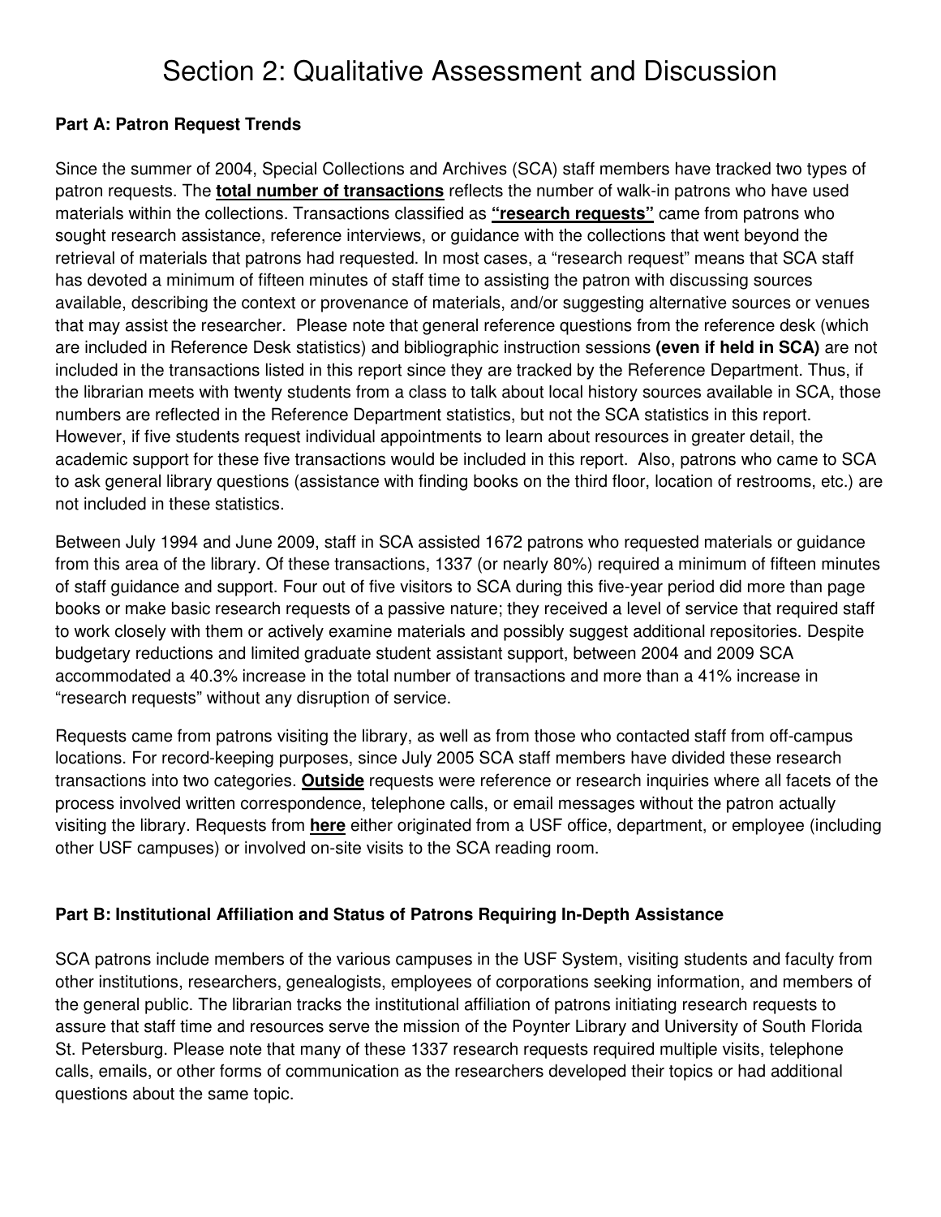# Section 2: Qualitative Assessment and Discussion

**Part A: Patron Request Trends**

Since the summer of 2004, Special Collections and Archives (SCA) staff members have tracked two types of patron requests. The **total number of transactions** reflects the number of walk-in patrons who have used materials within the collections. Transactions classified as **"research requests"** came from patrons who sought research assistance, reference interviews, or guidance with the collections that went beyond the retrieval of materials that patrons had requested. In most cases, a "research request" means that SCA staff has devoted a minimum of fifteen minutes of staff time to assisting the patron with discussing sources available, describing the context or provenance of materials, and/or suggesting alternative sources or venues that may assist the researcher. Please note that general reference questions from the reference desk (which are included in Reference Desk statistics) and bibliographic instruction sessions **(even if held in SCA)** are not included in the transactions listed in this report since they are tracked by the Reference Department. Thus, if the librarian meets with twenty students from a class to talk about local history sources available in SCA, those numbers are reflected in the Reference Department statistics, but not the SCA statistics in this report. However, if five students request individual appointments to learn about resources in greater detail, the academic support for these five transactions would be included in this report. Also, patrons who came to SCA to ask general library questions (assistance with finding books on the third floor, location of restrooms, etc.) are not included in these statistics.

Between July 1994 and June 2009, staff in SCA assisted 1672 patrons who requested materials or guidance from this area of the library. Of these transactions, 1337 (or nearly 80%) required a minimum of fifteen minutes of staff guidance and support. Four out of five visitors to SCA during this five-year period did more than page books or make basic research requests of a passive nature; they received a level of service that required staff to work closely with them or actively examine materials and possibly suggest additional repositories. Despite budgetary reductions and limited graduate student assistant support, between 2004 and 2009 SCA accommodated a 40.3% increase in the total number of transactions and more than a 41% increase in "research requests" without any disruption of service.

Requests came from patrons visiting the library, as well as from those who contacted staff from off-campus locations. For record-keeping purposes, since July 2005 SCA staff members have divided these research transactions into two categories. **Outside** requests were reference or research inquiries where all facets of the process involved written correspondence, telephone calls, or email messages without the patron actually visiting the library. Requests from **here** either originated from a USF office, department, or employee (including other USF campuses) or involved on-site visits to the SCA reading room.

**Part B: Institutional Affiliation and Status of Patrons Requiring In-Depth Assistance**

SCA patrons include members of the various campuses in the USF System, visiting students and faculty from other institutions, researchers, genealogists, employees of corporations seeking information, and members of the general public. The librarian tracks the institutional affiliation of patrons initiating research requests to assure that staff time and resources serve the mission of the Poynter Library and University of South Florida St. Petersburg. Please note that many of these 1337 research requests required multiple visits, telephone calls, emails, or other forms of communication as the researchers developed their topics or had additional questions about the same topic.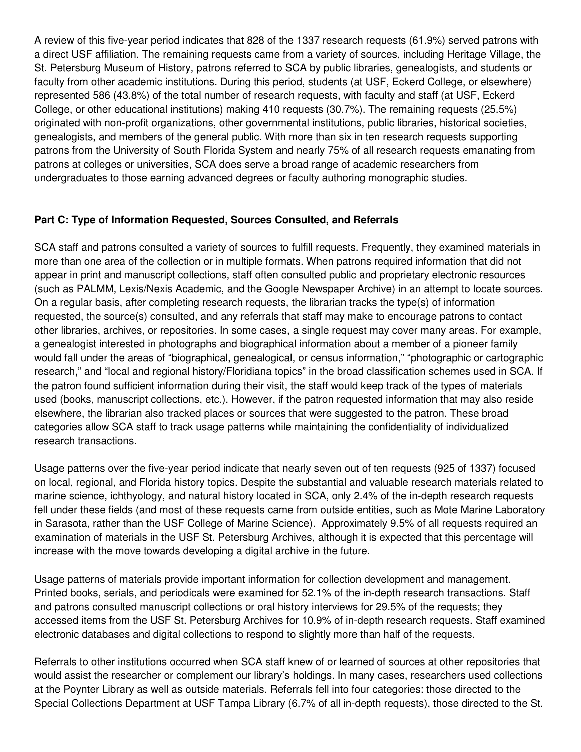A review of this five-year period indicates that 828 of the 1337 research requests (61.9%) served patrons with a direct USF affiliation. The remaining requests came from a variety of sources, including Heritage Village, the St. Petersburg Museum of History, patrons referred to SCA by public libraries, genealogists, and students or faculty from other academic institutions. During this period, students (at USF, Eckerd College, or elsewhere) represented 586 (43.8%) of the total number of research requests, with faculty and staff (at USF, Eckerd College, or other educational institutions) making 410 requests (30.7%). The remaining requests (25.5%) originated with non-profit organizations, other governmental institutions, public libraries, historical societies, genealogists, and members of the general public. With more than six in ten research requests supporting patrons from the University of South Florida System and nearly 75% of all research requests emanating from patrons at colleges or universities, SCA does serve a broad range of academic researchers from undergraduates to those earning advanced degrees or faculty authoring monographic studies.

**Part C: Type of Information Requested, Sources Consulted, and Referrals**

SCA staff and patrons consulted a variety of sources to fulfill requests. Frequently, they examined materials in more than one area of the collection or in multiple formats. When patrons required information that did not appear in print and manuscript collections, staff often consulted public and proprietary electronic resources (such as PALMM, Lexis/Nexis Academic, and the Google Newspaper Archive) in an attempt to locate sources. On a regular basis, after completing research requests, the librarian tracks the type(s) of information requested, the source(s) consulted, and any referrals that staff may make to encourage patrons to contact other libraries, archives, or repositories. In some cases, a single request may cover many areas. For example, a genealogist interested in photographs and biographical information about a member of a pioneer family would fall under the areas of "biographical, genealogical, or census information," "photographic or cartographic research," and "local and regional history/Floridiana topics" in the broad classification schemes used in SCA. If the patron found sufficient information during their visit, the staff would keep track of the types of materials used (books, manuscript collections, etc.). However, if the patron requested information that may also reside elsewhere, the librarian also tracked places or sources that were suggested to the patron. These broad categories allow SCA staff to track usage patterns while maintaining the confidentiality of individualized research transactions.

Usage patterns over the five-year period indicate that nearly seven out of ten requests (925 of 1337) focused on local, regional, and Florida history topics. Despite the substantial and valuable research materials related to marine science, ichthyology, and natural history located in SCA, only 2.4% of the in-depth research requests fell under these fields (and most of these requests came from outside entities, such as Mote Marine Laboratory in Sarasota, rather than the USF College of Marine Science). Approximately 9.5% of all requests required an examination of materials in the USF St. Petersburg Archives, although it is expected that this percentage will increase with the move towards developing a digital archive in the future.

Usage patterns of materials provide important information for collection development and management. Printed books, serials, and periodicals were examined for 52.1% of the in-depth research transactions. Staff and patrons consulted manuscript collections or oral history interviews for 29.5% of the requests; they accessed items from the USF St. Petersburg Archives for 10.9% of in-depth research requests. Staff examined electronic databases and digital collections to respond to slightly more than half of the requests.

Referrals to other institutions occurred when SCA staff knew of or learned of sources at other repositories that would assist the researcher or complement our library's holdings. In many cases, researchers used collections at the Poynter Library as well as outside materials. Referrals fell into four categories: those directed to the Special Collections Department at USF Tampa Library (6.7% of all in-depth requests), those directed to the St.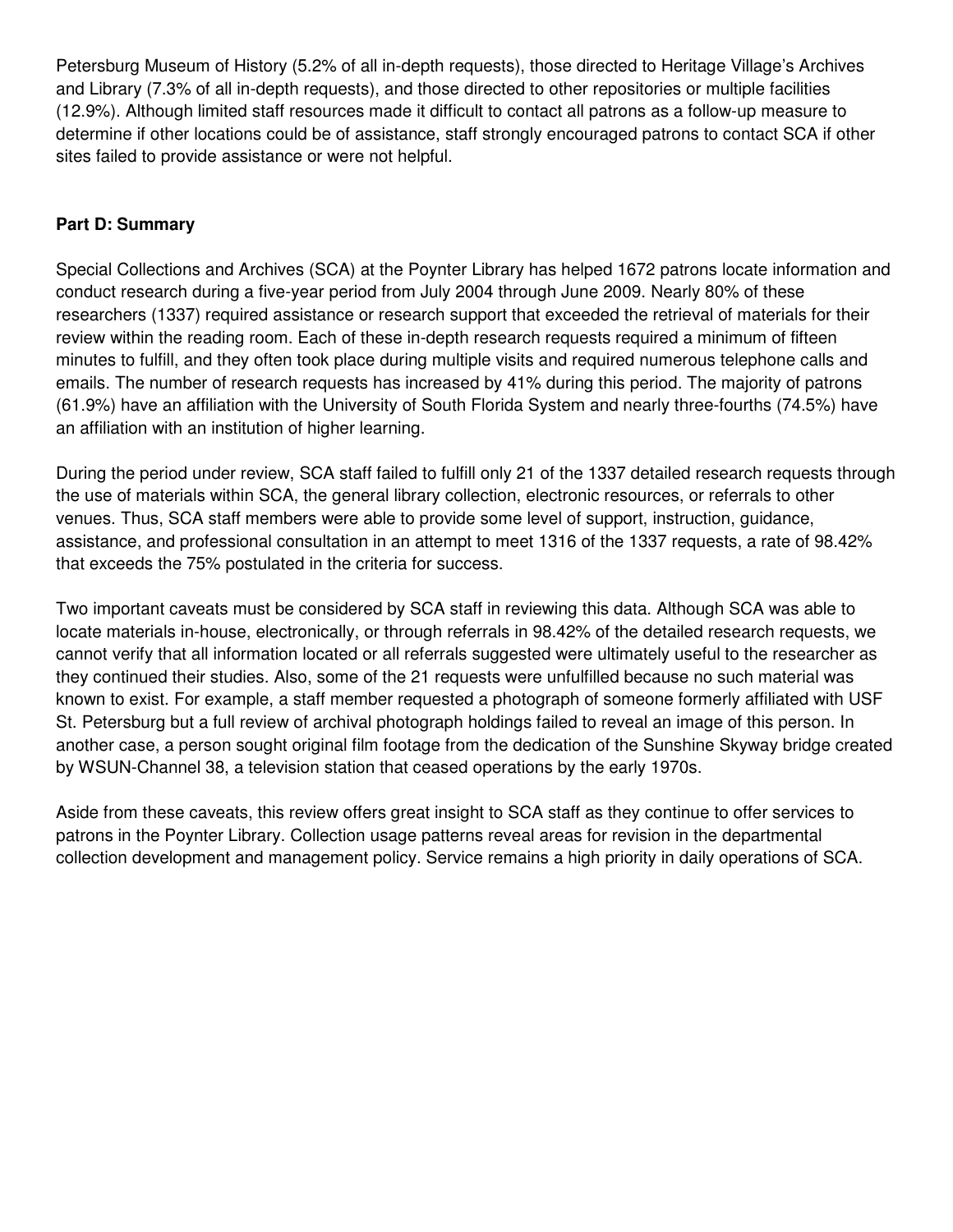Petersburg Museum of History (5.2% of all in-depth requests), those directed to Heritage Village's Archives and Library (7.3% of all in-depth requests), and those directed to other repositories or multiple facilities (12.9%). Although limited staff resources made it difficult to contact all patrons as a follow-up measure to determine if other locations could be of assistance, staff strongly encouraged patrons to contact SCA if other sites failed to provide assistance or were not helpful.

**Part D: Summary**

Special Collections and Archives (SCA) at the Poynter Library has helped 1672 patrons locate information and conduct research during a five-year period from July 2004 through June 2009. Nearly 80% of these researchers (1337) required assistance or research support that exceeded the retrieval of materials for their review within the reading room. Each of these in-depth research requests required a minimum of fifteen minutes to fulfill, and they often took place during multiple visits and required numerous telephone calls and emails. The number of research requests has increased by 41% during this period. The majority of patrons (61.9%) have an affiliation with the University of South Florida System and nearly three-fourths (74.5%) have an affiliation with an institution of higher learning.

During the period under review, SCA staff failed to fulfill only 21 of the 1337 detailed research requests through the use of materials within SCA, the general library collection, electronic resources, or referrals to other venues. Thus, SCA staff members were able to provide some level of support, instruction, guidance, assistance, and professional consultation in an attempt to meet 1316 of the 1337 requests, a rate of 98.42% that exceeds the 75% postulated in the criteria for success.

Two important caveats must be considered by SCA staff in reviewing this data. Although SCA was able to locate materials in-house, electronically, or through referrals in 98.42% of the detailed research requests, we cannot verify that all information located or all referrals suggested were ultimately useful to the researcher as they continued their studies. Also, some of the 21 requests were unfulfilled because no such material was known to exist. For example, a staff member requested a photograph of someone formerly affiliated with USF St. Petersburg but a full review of archival photograph holdings failed to reveal an image of this person. In another case, a person sought original film footage from the dedication of the Sunshine Skyway bridge created by WSUN-Channel 38, a television station that ceased operations by the early 1970s.

Aside from these caveats, this review offers great insight to SCA staff as they continue to offer services to patrons in the Poynter Library. Collection usage patterns reveal areas for revision in the departmental collection development and management policy. Service remains a high priority in daily operations of SCA.